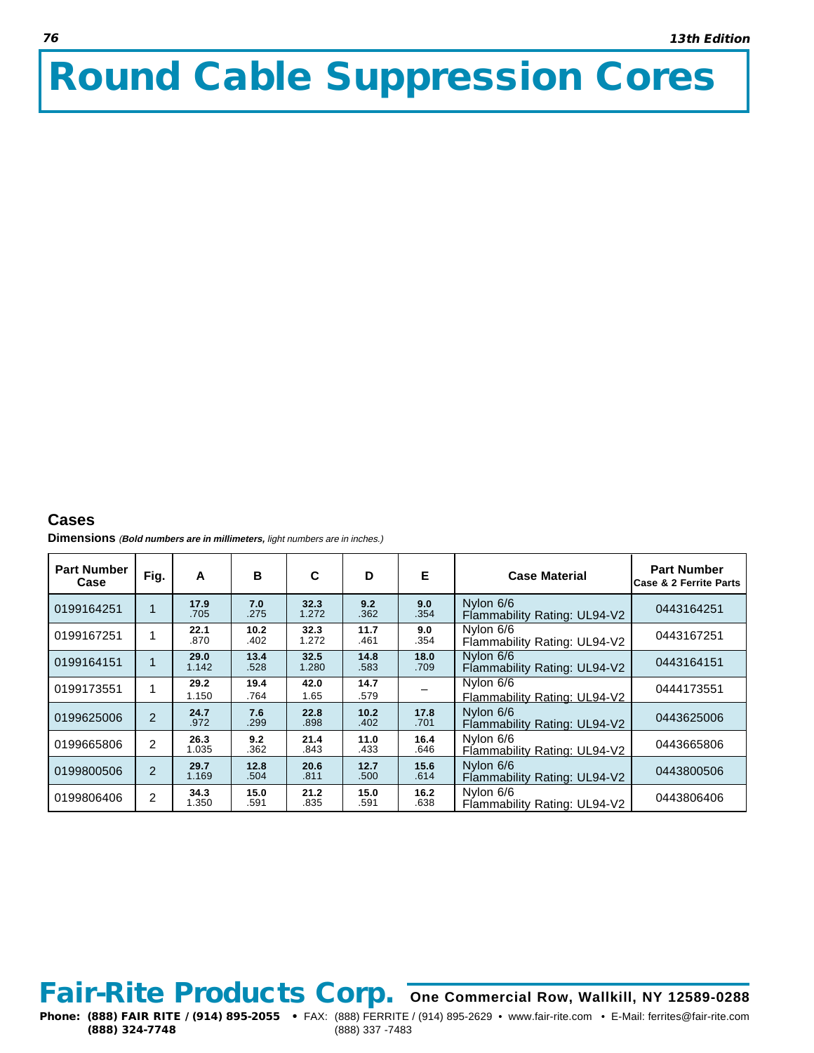# Round Cable Suppression Cores

## Cases

**Dimensions** *(**Bold numbers are in millimeters,** light numbers are in inches.)*

| Part Number Case | Fig. | A | B | C | D | E | Case Material | Part Number Case & 2 Ferrite Parts |
|---|---|---|---|---|---|---|---|---|
| 0199164251 | 1 | **17.9** .705 | **7.0** .275 | **32.3** 1.272 | **9.2** .362 | **9.0** .354 | Nylon 6/6 Flammability Rating: UL94-V2 | 0443164251 |
| 0199167251 | 1 | **22.1** .870 | **10.2** .402 | **32.3** 1.272 | **11.7** .461 | **9.0** .354 | Nylon 6/6 Flammability Rating: UL94-V2 | 0443167251 |
| 0199164151 | 1 | **29.0** 1.142 | **13.4** .528 | **32.5** 1.280 | **14.8** .583 | **18.0** .709 | Nylon 6/6 Flammability Rating: UL94-V2 | 0443164151 |
| 0199173551 | 1 | **29.2** 1.150 | **19.4** .764 | **42.0** 1.65 | **14.7** .579 | – | Nylon 6/6 Flammability Rating: UL94-V2 | 0444173551 |
| 0199625006 | 2 | **24.7** .972 | **7.6** .299 | **22.8** .898 | **10.2** .402 | **17.8** .701 | Nylon 6/6 Flammability Rating: UL94-V2 | 0443625006 |
| 0199665806 | 2 | **26.3** 1.035 | **9.2** .362 | **21.4** .843 | **11.0** .433 | **16.4** .646 | Nylon 6/6 Flammability Rating: UL94-V2 | 0443665806 |
| 0199800506 | 2 | **29.7** 1.169 | **12.8** .504 | **20.6** .811 | **12.7** .500 | **15.6** .614 | Nylon 6/6 Flammability Rating: UL94-V2 | 0443800506 |
| 0199806406 | 2 | **34.3** 1.350 | **15.0** .591 | **21.2** .835 | **15.0** .591 | **16.2** .638 | Nylon 6/6 Flammability Rating: UL94-V2 | 0443806406 |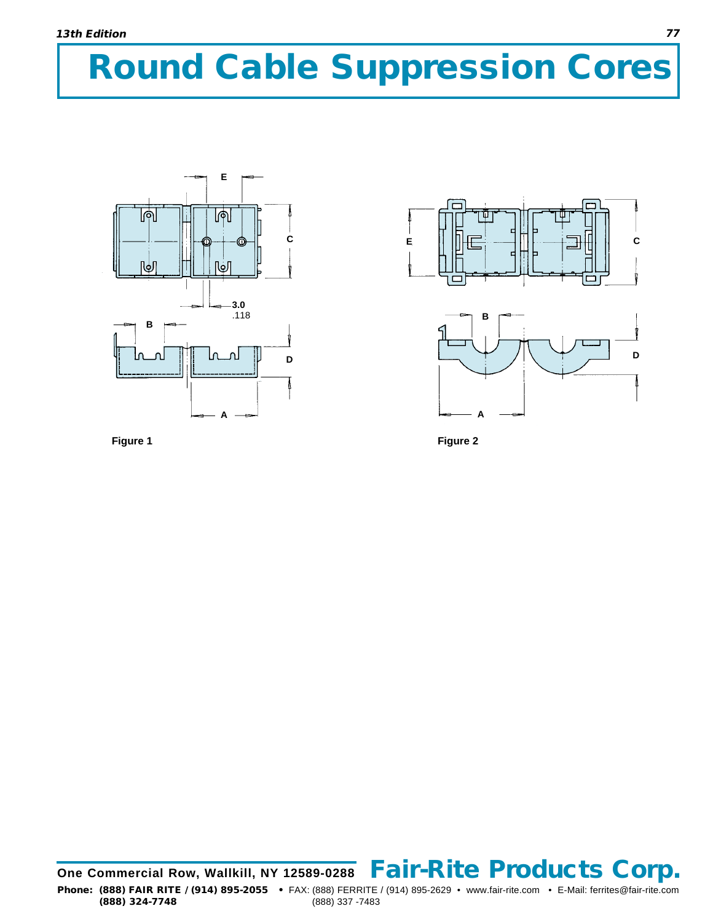# Round Cable Suppression Cores

E

C

3.0
.118

B

D

A

Figure 1

E

C

B

D

A

Figure 2

One Commercial Row, Wallkill, NY 12589-0288 **Fair-Rite Products Corp.**

**Phone: (888) FAIR RITE / (914) 895-2055 (888) 324-7748** • FAX: (888) FERRITE / (914) 895-2629 (888) 337 -7483 • www.fair-rite.com • E-Mail: ferrites@fair-rite.com